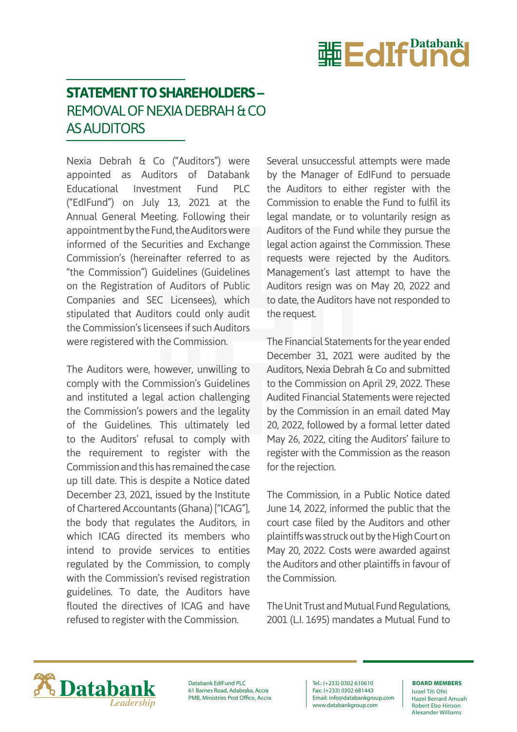## STATEMENT TO SHAREHOLDERS – REMOVAL OF NEXIA DEBRAH & CO AS AUDITORS

Nexia Debrah & Co ("Auditors") were appointed as Auditors of Databank Educational Investment Fund PLC ("EdIFund") on July 13, 2021 at the Annual General Meeting. Following their appointment by the Fund, the Auditors were informed of the Securities and Exchange Commission's (hereinafter referred to as "the Commission") Guidelines (Guidelines on the Registration of Auditors of Public Companies and SEC Licensees), which stipulated that Auditors could only audit the Commission's licensees if such Auditors were registered with the Commission.

The Auditors were, however, unwilling to comply with the Commission's Guidelines and instituted a legal action challenging the Commission's powers and the legality of the Guidelines. This ultimately led to the Auditors' refusal to comply with the requirement to register with the Commission and this has remained the case up till date. This is despite a Notice dated December 23, 2021, issued by the Institute of Chartered Accountants (Ghana) ["ICAG"], the body that regulates the Auditors, in which ICAG directed its members who intend to provide services to entities regulated by the Commission, to comply with the Commission's revised registration guidelines. To date, the Auditors have flouted the directives of ICAG and have refused to register with the Commission.

Several unsuccessful attempts were made by the Manager of EdIFund to persuade the Auditors to either register with the Commission to enable the Fund to fulfil its legal mandate, or to voluntarily resign as Auditors of the Fund while they pursue the legal action against the Commission. These requests were rejected by the Auditors. Management's last attempt to have the Auditors resign was on May 20, 2022 and to date, the Auditors have not responded to the request.

The Financial Statements for the year ended December 31, 2021 were audited by the Auditors, Nexia Debrah & Co and submitted to the Commission on April 29, 2022. These Audited Financial Statements were rejected by the Commission in an email dated May 20, 2022, followed by a formal letter dated May 26, 2022, citing the Auditors' failure to register with the Commission as the reason for the rejection.

The Commission, in a Public Notice dated June 14, 2022, informed the public that the court case filed by the Auditors and other plaintiffs was struck out by the High Court on May 20, 2022. Costs were awarded against the Auditors and other plaintiffs in favour of the Commission.

The Unit Trust and Mutual Fund Regulations, 2001 (L.I. 1695) mandates a Mutual Fund to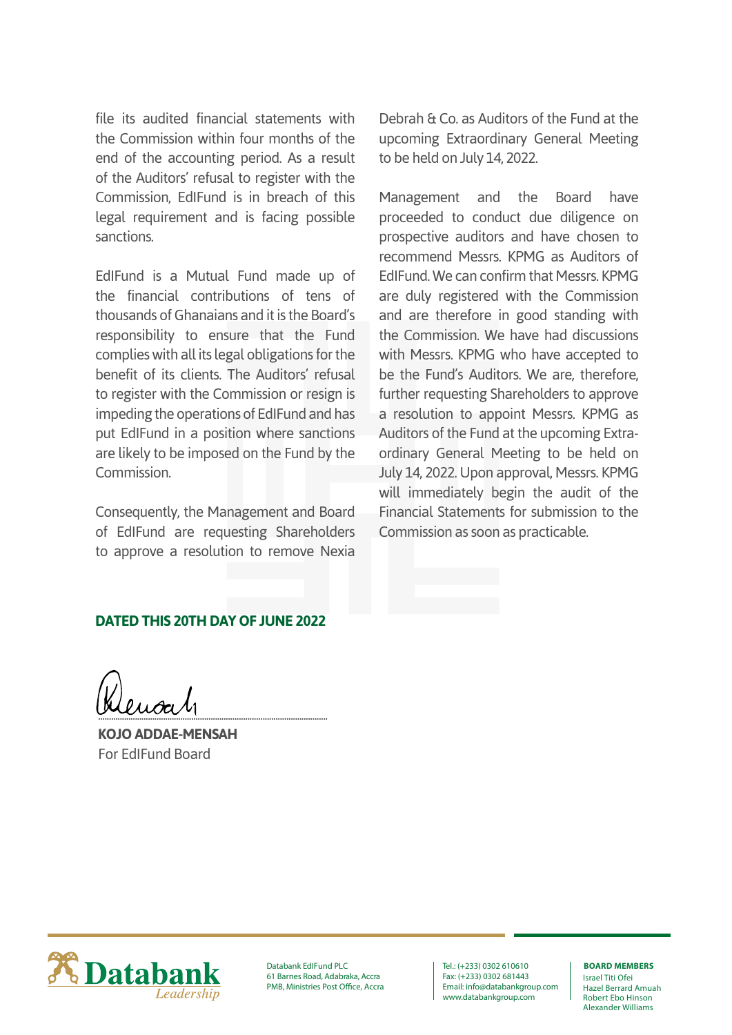file its audited financial statements with the Commission within four months of the end of the accounting period. As a result of the Auditors' refusal to register with the Commission, EdIFund is in breach of this legal requirement and is facing possible sanctions.

EdIFund is a Mutual Fund made up of the financial contributions of tens of thousands of Ghanaians and it is the Board's responsibility to ensure that the Fund complies with all its legal obligations for the benefit of its clients. The Auditors' refusal to register with the Commission or resign is impeding the operations of EdIFund and has put EdIFund in a position where sanctions are likely to be imposed on the Fund by the Commission.

Consequently, the Management and Board of EdIFund are requesting Shareholders to approve a resolution to remove Nexia Debrah & Co. as Auditors of the Fund at the upcoming Extraordinary General Meeting to be held on July 14, 2022.

Management and the Board have proceeded to conduct due diligence on prospective auditors and have chosen to recommend Messrs. KPMG as Auditors of EdIFund. We can confirm that Messrs. KPMG are duly registered with the Commission and are therefore in good standing with the Commission. We have had discussions with Messrs. KPMG who have accepted to be the Fund's Auditors. We are, therefore, further requesting Shareholders to approve a resolution to appoint Messrs. KPMG as Auditors of the Fund at the upcoming Extra-ordinary General Meeting to be held on July 14, 2022. Upon approval, Messrs. KPMG will immediately begin the audit of the Financial Statements for submission to the Commission as soon as practicable.

**DATED THIS 20TH DAY OF JUNE 2022**

**KOJO ADDAE-MENSAH**
For EdIFund Board

Databank EdIFund PLC
61 Barnes Road, Adabraka, Accra
PMB, Ministries Post Office, Accra

Tel.: (+233) 0302 610610
Fax: (+233) 0302 681443
Email: info@databankgroup.com
www.databankgroup.com

**BOARD MEMBERS**
Israel Titi Ofei
Hazel Berrard Amuah
Robert Ebo Hinson
Alexander Williams